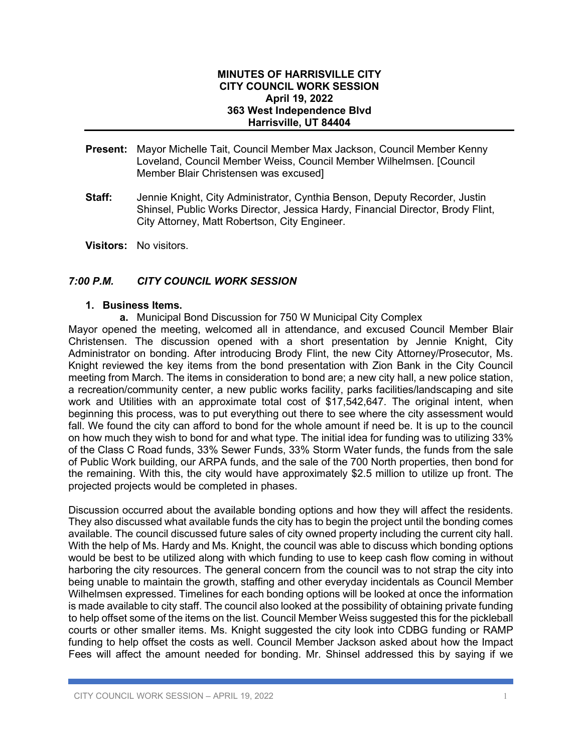**MINUTES OF HARRISVILLE CITY**
**CITY COUNCIL WORK SESSION**
**April 19, 2022**
**363 West Independence Blvd**
**Harrisville, UT 84404**

---

**Present:** Mayor Michelle Tait, Council Member Max Jackson, Council Member Kenny Loveland, Council Member Weiss, Council Member Wilhelmsen. [Council Member Blair Christensen was excused]

**Staff:** Jennie Knight, City Administrator, Cynthia Benson, Deputy Recorder, Justin Shinsel, Public Works Director, Jessica Hardy, Financial Director, Brody Flint, City Attorney, Matt Robertson, City Engineer.

**Visitors:** No visitors.

## *7:00 P.M. CITY COUNCIL WORK SESSION*

1. **Business Items.**
   - **a.** Municipal Bond Discussion for 750 W Municipal City Complex

Mayor opened the meeting, welcomed all in attendance, and excused Council Member Blair Christensen. The discussion opened with a short presentation by Jennie Knight, City Administrator on bonding. After introducing Brody Flint, the new City Attorney/Prosecutor, Ms. Knight reviewed the key items from the bond presentation with Zion Bank in the City Council meeting from March. The items in consideration to bond are; a new city hall, a new police station, a recreation/community center, a new public works facility, parks facilities/landscaping and site work and Utilities with an approximate total cost of $17,542,647. The original intent, when beginning this process, was to put everything out there to see where the city assessment would fall. We found the city can afford to bond for the whole amount if need be. It is up to the council on how much they wish to bond for and what type. The initial idea for funding was to utilizing 33% of the Class C Road funds, 33% Sewer Funds, 33% Storm Water funds, the funds from the sale of Public Work building, our ARPA funds, and the sale of the 700 North properties, then bond for the remaining. With this, the city would have approximately $2.5 million to utilize up front. The projected projects would be completed in phases.

Discussion occurred about the available bonding options and how they will affect the residents. They also discussed what available funds the city has to begin the project until the bonding comes available. The council discussed future sales of city owned property including the current city hall. With the help of Ms. Hardy and Ms. Knight, the council was able to discuss which bonding options would be best to be utilized along with which funding to use to keep cash flow coming in without harboring the city resources. The general concern from the council was to not strap the city into being unable to maintain the growth, staffing and other everyday incidentals as Council Member Wilhelmsen expressed. Timelines for each bonding options will be looked at once the information is made available to city staff. The council also looked at the possibility of obtaining private funding to help offset some of the items on the list. Council Member Weiss suggested this for the pickleball courts or other smaller items. Ms. Knight suggested the city look into CDBG funding or RAMP funding to help offset the costs as well. Council Member Jackson asked about how the Impact Fees will affect the amount needed for bonding. Mr. Shinsel addressed this by saying if we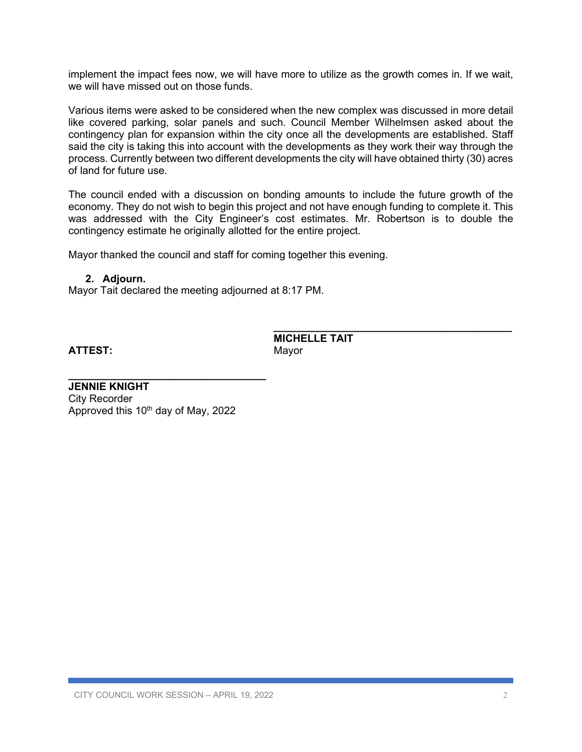implement the impact fees now, we will have more to utilize as the growth comes in. If we wait, we will have missed out on those funds.

Various items were asked to be considered when the new complex was discussed in more detail like covered parking, solar panels and such. Council Member Wilhelmsen asked about the contingency plan for expansion within the city once all the developments are established. Staff said the city is taking this into account with the developments as they work their way through the process. Currently between two different developments the city will have obtained thirty (30) acres of land for future use.

The council ended with a discussion on bonding amounts to include the future growth of the economy. They do not wish to begin this project and not have enough funding to complete it. This was addressed with the City Engineer's cost estimates. Mr. Robertson is to double the contingency estimate he originally allotted for the entire project.

Mayor thanked the council and staff for coming together this evening.

**2. Adjourn.**

Mayor Tait declared the meeting adjourned at 8:17 PM.

\_\_\_\_\_\_\_\_\_\_\_\_\_\_\_\_\_\_\_\_\_\_\_\_\_\_\_\_\_\_\_\_\_\_\_\_\_\_\_\_

**MICHELLE TAIT**
Mayor

**ATTEST:**

\_\_\_\_\_\_\_\_\_\_\_\_\_\_\_\_\_\_\_\_\_\_\_\_\_\_\_\_\_\_\_\_\_\_\_\_

**JENNIE KNIGHT**
City Recorder
Approved this 10th day of May, 2022